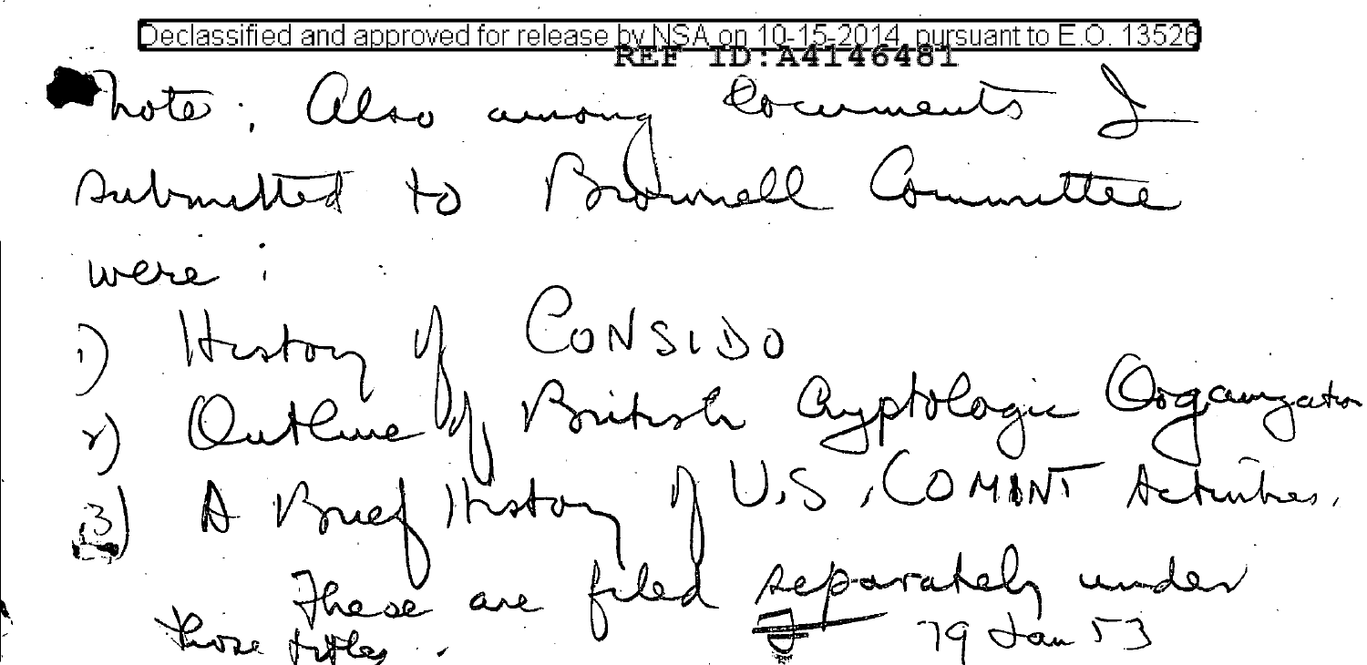Declassified and approved for release by NSA on 10-15-2014 pursuant to E.O. 13526

REF ID:A4146481

Note: Also among documents submitted to Brownell Committee were:

1) History of CONSIDO
2) Outline of British Cryptologic Organization
3) A Brief History of U.S. COMINT Activities.

These are filed separately under those titles.

19 Jan 53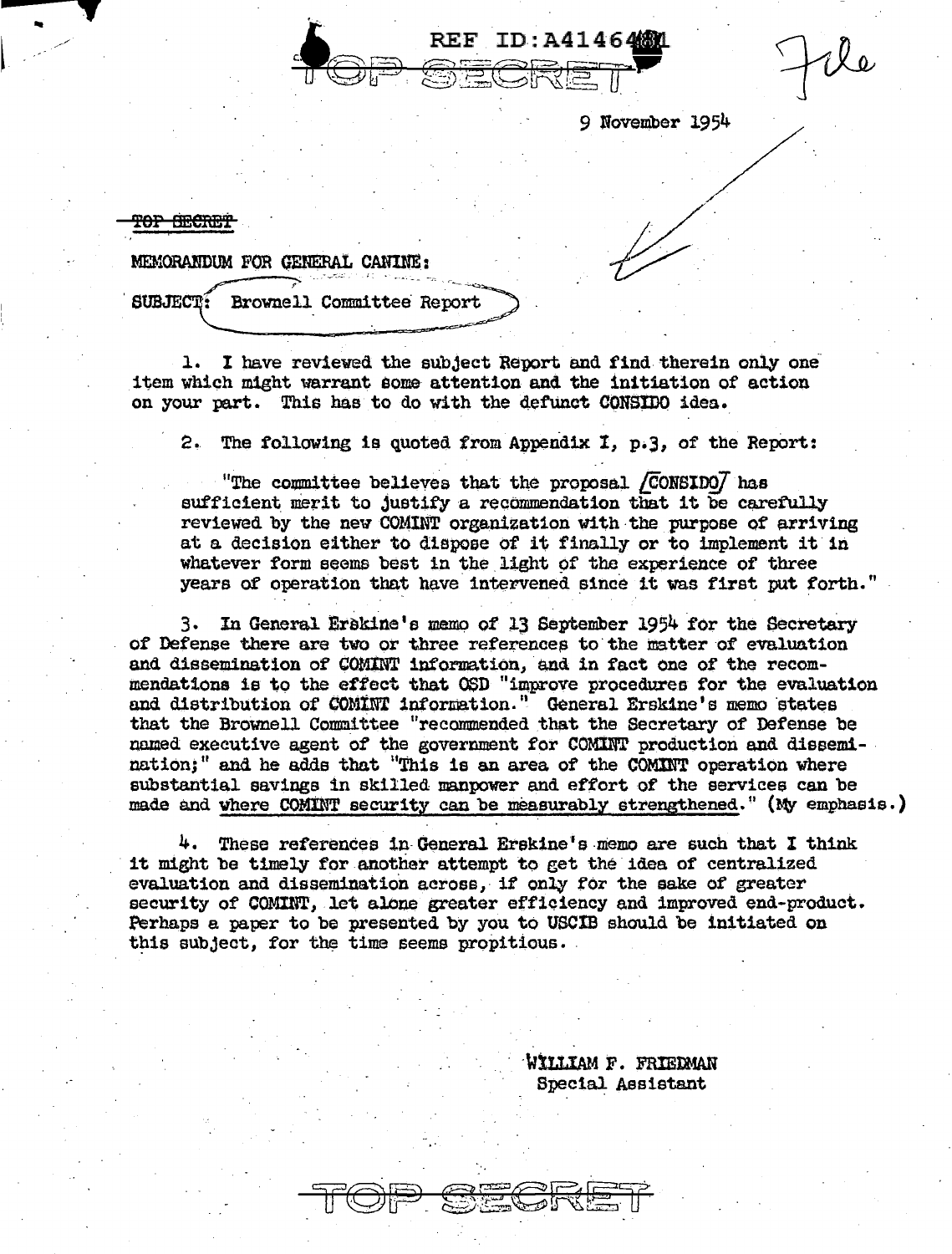TOP SECRET

9 November 1954

TOP SECRET

MEMORANDUM FOR GENERAL CANINE:

SUBJECT: Brownell Committee Report

1. I have reviewed the subject Report and find therein only one item which might warrant some attention and the initiation of action on your part. This has to do with the defunct CONSIDO idea.

2. The following is quoted from Appendix I, p.3, of the Report:

"The committee believes that the proposal [CONSIDO] has sufficient merit to justify a recommendation that it be carefully reviewed by the new COMINT organization with the purpose of arriving at a decision either to dispose of it finally or to implement it in whatever form seems best in the light of the experience of three years of operation that have intervened since it was first put forth."

3. In General Erskine's memo of 13 September 1954 for the Secretary of Defense there are two or three references to the matter of evaluation and dissemination of COMINT information, and in fact one of the recommendations is to the effect that OSD "improve procedures for the evaluation and distribution of COMINT information." General Erskine's memo states that the Brownell Committee "recommended that the Secretary of Defense be named executive agent of the government for COMINT production and dissemination;" and he adds that "This is an area of the COMINT operation where substantial savings in skilled manpower and effort of the services can be made and where COMINT security can be measurably strengthened." (My emphasis.)

4. These references in General Erskine's memo are such that I think it might be timely for another attempt to get the idea of centralized evaluation and dissemination across, if only for the sake of greater security of COMINT, let alone greater efficiency and improved end-product. Perhaps a paper to be presented by you to USCIB should be initiated on this subject, for the time seems propitious.

WILLIAM F. FRIEDMAN
Special Assistant

TOP SECRET